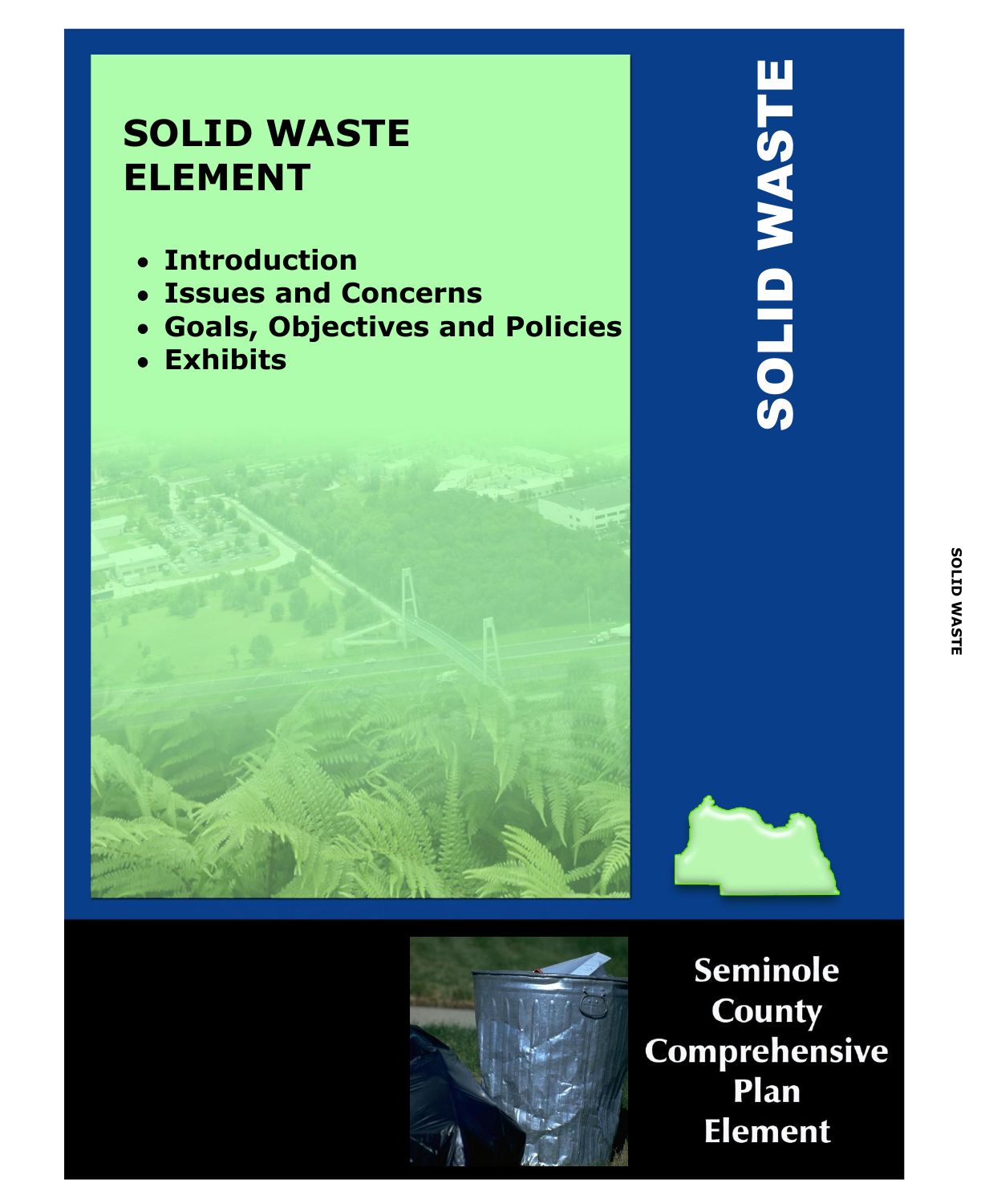# SOLID WASTE ELEMENT

- **Introduction**
- **Issues and Concerns**
- **Goals, Objectives and Policies**
- **Exhibits**

SOLID WASTE

Seminole County Comprehensive Plan Element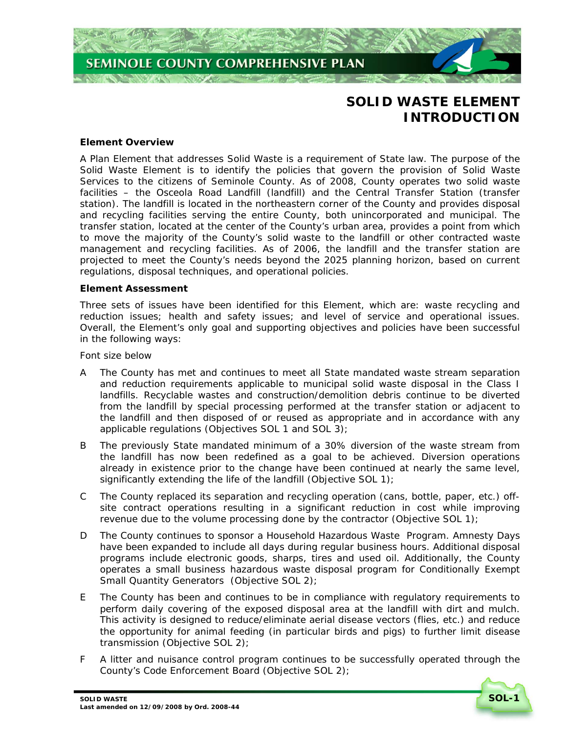# SOLID WASTE ELEMENT INTRODUCTION

**Element Overview**

A Plan Element that addresses Solid Waste is a requirement of State law. The purpose of the Solid Waste Element is to identify the policies that govern the provision of Solid Waste Services to the citizens of Seminole County. As of 2008, County operates two solid waste facilities – the Osceola Road Landfill (landfill) and the Central Transfer Station (transfer station). The landfill is located in the northeastern corner of the County and provides disposal and recycling facilities serving the entire County, both unincorporated and municipal. The transfer station, located at the center of the County's urban area, provides a point from which to move the majority of the County's solid waste to the landfill or other contracted waste management and recycling facilities. As of 2006, the landfill and the transfer station are projected to meet the County's needs beyond the 2025 planning horizon, based on current regulations, disposal techniques, and operational policies.

**Element Assessment**

Three sets of issues have been identified for this Element, which are: waste recycling and reduction issues; health and safety issues; and level of service and operational issues. Overall, the Element's only goal and supporting objectives and policies have been successful in the following ways:

Font size below

A The County has met and continues to meet all State mandated waste stream separation and reduction requirements applicable to municipal solid waste disposal in the Class I landfills. Recyclable wastes and construction/demolition debris continue to be diverted from the landfill by special processing performed at the transfer station or adjacent to the landfill and then disposed of or reused as appropriate and in accordance with any applicable regulations (Objectives SOL 1 and SOL 3);

B The previously State mandated minimum of a 30% diversion of the waste stream from the landfill has now been redefined as a goal to be achieved. Diversion operations already in existence prior to the change have been continued at nearly the same level, significantly extending the life of the landfill (Objective SOL 1);

C The County replaced its separation and recycling operation (cans, bottle, paper, etc.) off-site contract operations resulting in a significant reduction in cost while improving revenue due to the volume processing done by the contractor (Objective SOL 1);

D The County continues to sponsor a Household Hazardous Waste Program. Amnesty Days have been expanded to include all days during regular business hours. Additional disposal programs include electronic goods, sharps, tires and used oil. Additionally, the County operates a small business hazardous waste disposal program for Conditionally Exempt Small Quantity Generators (Objective SOL 2);

E The County has been and continues to be in compliance with regulatory requirements to perform daily covering of the exposed disposal area at the landfill with dirt and mulch. This activity is designed to reduce/eliminate aerial disease vectors (flies, etc.) and reduce the opportunity for animal feeding (in particular birds and pigs) to further limit disease transmission (Objective SOL 2);

F A litter and nuisance control program continues to be successfully operated through the County's Code Enforcement Board (Objective SOL 2);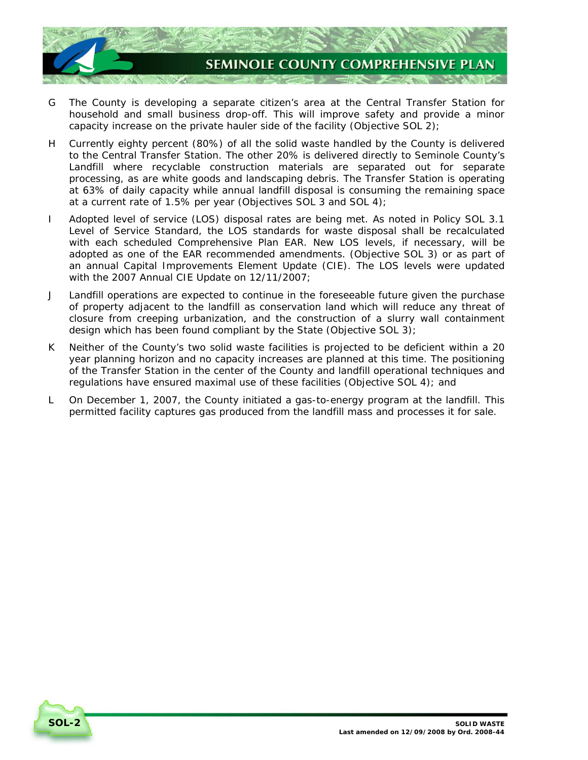G The County is developing a separate citizen's area at the Central Transfer Station for household and small business drop-off. This will improve safety and provide a minor capacity increase on the private hauler side of the facility (Objective SOL 2);

H Currently eighty percent (80%) of all the solid waste handled by the County is delivered to the Central Transfer Station. The other 20% is delivered directly to Seminole County's Landfill where recyclable construction materials are separated out for separate processing, as are white goods and landscaping debris. The Transfer Station is operating at 63% of daily capacity while annual landfill disposal is consuming the remaining space at a current rate of 1.5% per year (Objectives SOL 3 and SOL 4);

I Adopted level of service (LOS) disposal rates are being met. As noted in Policy SOL 3.1 Level of Service Standard, the LOS standards for waste disposal shall be recalculated with each scheduled Comprehensive Plan EAR. New LOS levels, if necessary, will be adopted as one of the EAR recommended amendments. (Objective SOL 3) or as part of an annual Capital Improvements Element Update (CIE). The LOS levels were updated with the 2007 Annual CIE Update on 12/11/2007;

J Landfill operations are expected to continue in the foreseeable future given the purchase of property adjacent to the landfill as conservation land which will reduce any threat of closure from creeping urbanization, and the construction of a slurry wall containment design which has been found compliant by the State (Objective SOL 3);

K Neither of the County's two solid waste facilities is projected to be deficient within a 20 year planning horizon and no capacity increases are planned at this time. The positioning of the Transfer Station in the center of the County and landfill operational techniques and regulations have ensured maximal use of these facilities (Objective SOL 4); and

L On December 1, 2007, the County initiated a gas-to-energy program at the landfill. This permitted facility captures gas produced from the landfill mass and processes it for sale.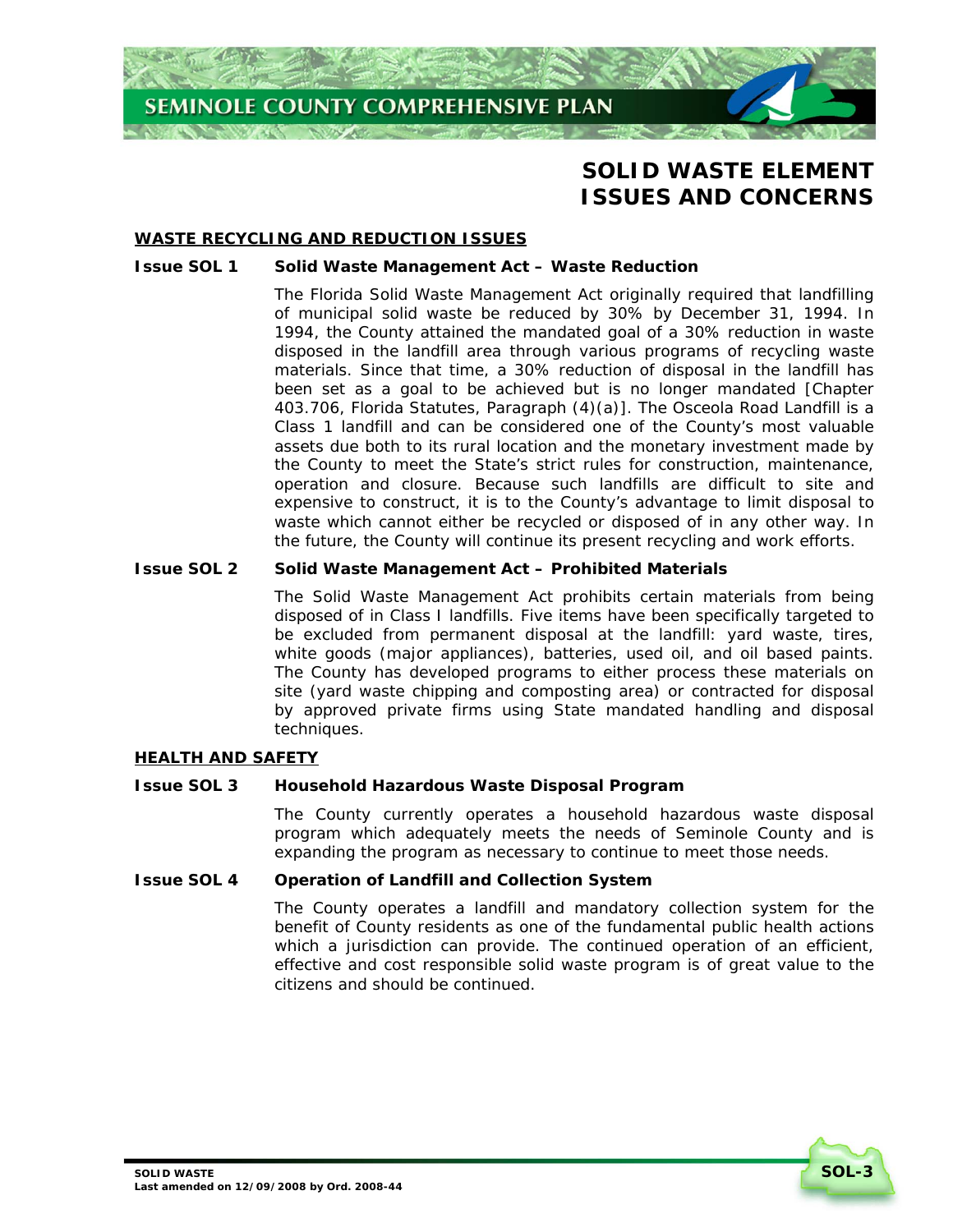# SOLID WASTE ELEMENT ISSUES AND CONCERNS

## WASTE RECYCLING AND REDUCTION ISSUES

### Issue SOL 1 Solid Waste Management Act – Waste Reduction

The Florida Solid Waste Management Act originally required that landfilling of municipal solid waste be reduced by 30% by December 31, 1994. In 1994, the County attained the mandated goal of a 30% reduction in waste disposed in the landfill area through various programs of recycling waste materials. Since that time, a 30% reduction of disposal in the landfill has been set as a goal to be achieved but is no longer mandated [Chapter 403.706, Florida Statutes, Paragraph (4)(a)]. The Osceola Road Landfill is a Class 1 landfill and can be considered one of the County's most valuable assets due both to its rural location and the monetary investment made by the County to meet the State's strict rules for construction, maintenance, operation and closure. Because such landfills are difficult to site and expensive to construct, it is to the County's advantage to limit disposal to waste which cannot either be recycled or disposed of in any other way. In the future, the County will continue its present recycling and work efforts.

### Issue SOL 2 Solid Waste Management Act – Prohibited Materials

The Solid Waste Management Act prohibits certain materials from being disposed of in Class I landfills. Five items have been specifically targeted to be excluded from permanent disposal at the landfill: yard waste, tires, white goods (major appliances), batteries, used oil, and oil based paints. The County has developed programs to either process these materials on site (yard waste chipping and composting area) or contracted for disposal by approved private firms using State mandated handling and disposal techniques.

## HEALTH AND SAFETY

### Issue SOL 3 Household Hazardous Waste Disposal Program

The County currently operates a household hazardous waste disposal program which adequately meets the needs of Seminole County and is expanding the program as necessary to continue to meet those needs.

### Issue SOL 4 Operation of Landfill and Collection System

The County operates a landfill and mandatory collection system for the benefit of County residents as one of the fundamental public health actions which a jurisdiction can provide. The continued operation of an efficient, effective and cost responsible solid waste program is of great value to the citizens and should be continued.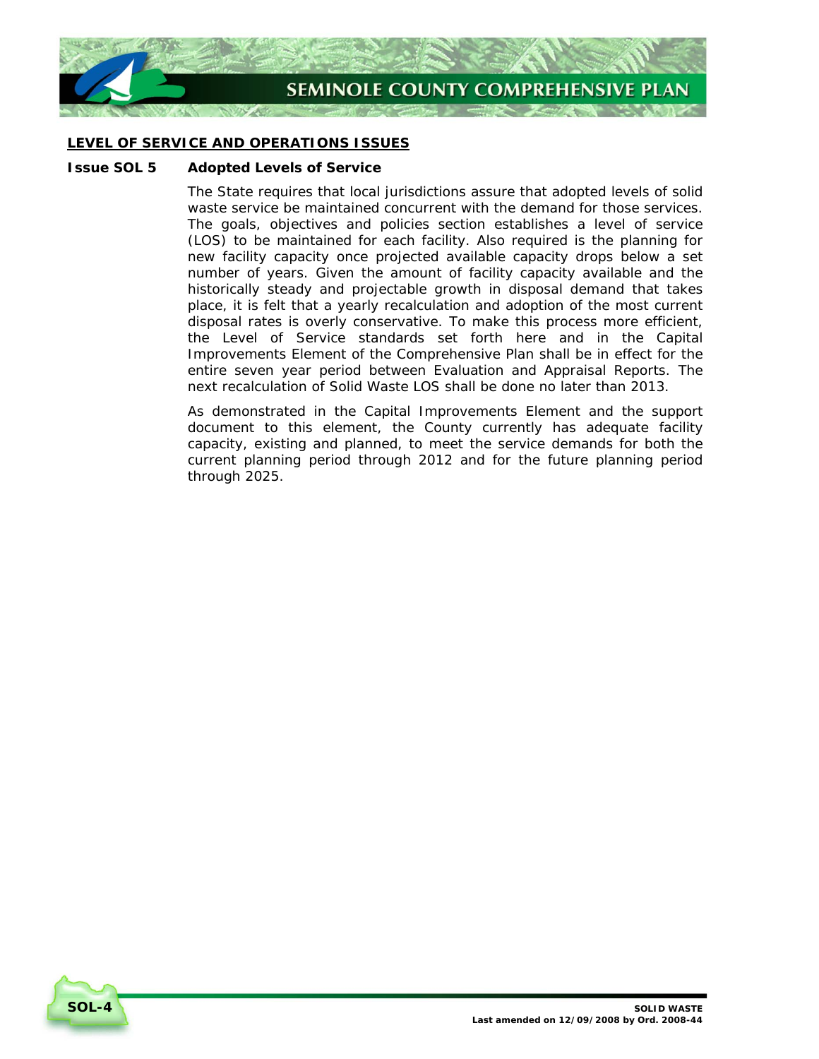## LEVEL OF SERVICE AND OPERATIONS ISSUES

**Issue SOL 5 Adopted Levels of Service**

The State requires that local jurisdictions assure that adopted levels of solid waste service be maintained concurrent with the demand for those services. The goals, objectives and policies section establishes a level of service (LOS) to be maintained for each facility. Also required is the planning for new facility capacity once projected available capacity drops below a set number of years. Given the amount of facility capacity available and the historically steady and projectable growth in disposal demand that takes place, it is felt that a yearly recalculation and adoption of the most current disposal rates is overly conservative. To make this process more efficient, the Level of Service standards set forth here and in the Capital Improvements Element of the Comprehensive Plan shall be in effect for the entire seven year period between Evaluation and Appraisal Reports. The next recalculation of Solid Waste LOS shall be done no later than 2013.

As demonstrated in the Capital Improvements Element and the support document to this element, the County currently has adequate facility capacity, existing and planned, to meet the service demands for both the current planning period through 2012 and for the future planning period through 2025.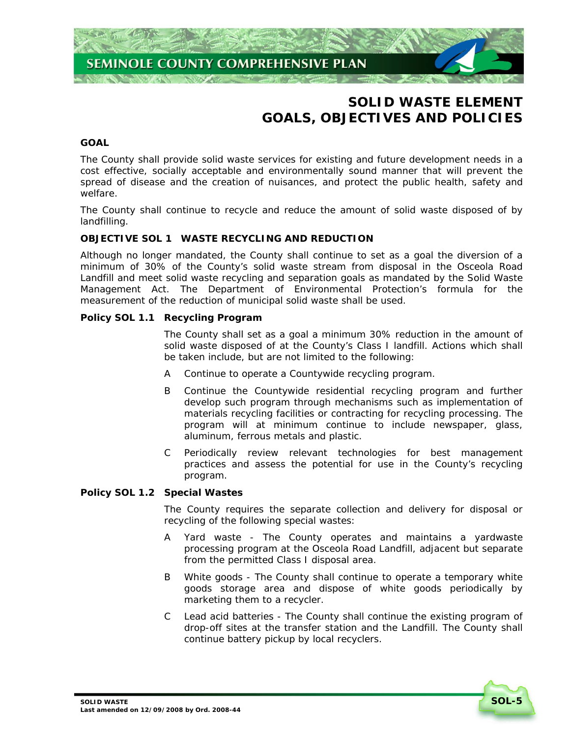# SOLID WASTE ELEMENT GOALS, OBJECTIVES AND POLICIES

## GOAL

The County shall provide solid waste services for existing and future development needs in a cost effective, socially acceptable and environmentally sound manner that will prevent the spread of disease and the creation of nuisances, and protect the public health, safety and welfare.

The County shall continue to recycle and reduce the amount of solid waste disposed of by landfilling.

## OBJECTIVE SOL 1 WASTE RECYCLING AND REDUCTION

Although no longer mandated, the County shall continue to set as a goal the diversion of a minimum of 30% of the County's solid waste stream from disposal in the Osceola Road Landfill and meet solid waste recycling and separation goals as mandated by the Solid Waste Management Act. The Department of Environmental Protection's formula for the measurement of the reduction of municipal solid waste shall be used.

### Policy SOL 1.1 Recycling Program

The County shall set as a goal a minimum 30% reduction in the amount of solid waste disposed of at the County's Class I landfill. Actions which shall be taken include, but are not limited to the following:

A Continue to operate a Countywide recycling program.

B Continue the Countywide residential recycling program and further develop such program through mechanisms such as implementation of materials recycling facilities or contracting for recycling processing. The program will at minimum continue to include newspaper, glass, aluminum, ferrous metals and plastic.

C Periodically review relevant technologies for best management practices and assess the potential for use in the County's recycling program.

### Policy SOL 1.2 Special Wastes

The County requires the separate collection and delivery for disposal or recycling of the following special wastes:

A Yard waste - The County operates and maintains a yardwaste processing program at the Osceola Road Landfill, adjacent but separate from the permitted Class I disposal area.

B White goods - The County shall continue to operate a temporary white goods storage area and dispose of white goods periodically by marketing them to a recycler.

C Lead acid batteries - The County shall continue the existing program of drop-off sites at the transfer station and the Landfill. The County shall continue battery pickup by local recyclers.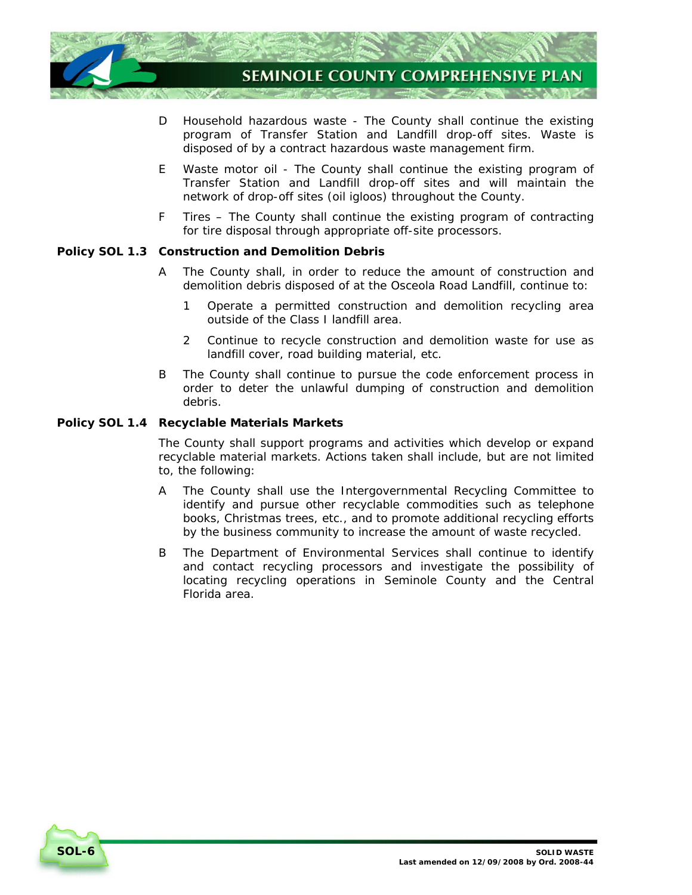D Household hazardous waste - The County shall continue the existing program of Transfer Station and Landfill drop-off sites. Waste is disposed of by a contract hazardous waste management firm.

E Waste motor oil - The County shall continue the existing program of Transfer Station and Landfill drop-off sites and will maintain the network of drop-off sites (oil igloos) throughout the County.

F Tires – The County shall continue the existing program of contracting for tire disposal through appropriate off-site processors.

**Policy SOL 1.3 Construction and Demolition Debris**

A The County shall, in order to reduce the amount of construction and demolition debris disposed of at the Osceola Road Landfill, continue to:

1 Operate a permitted construction and demolition recycling area outside of the Class I landfill area.

2 Continue to recycle construction and demolition waste for use as landfill cover, road building material, etc.

B The County shall continue to pursue the code enforcement process in order to deter the unlawful dumping of construction and demolition debris.

**Policy SOL 1.4 Recyclable Materials Markets**

The County shall support programs and activities which develop or expand recyclable material markets. Actions taken shall include, but are not limited to, the following:

A The County shall use the Intergovernmental Recycling Committee to identify and pursue other recyclable commodities such as telephone books, Christmas trees, etc., and to promote additional recycling efforts by the business community to increase the amount of waste recycled.

B The Department of Environmental Services shall continue to identify and contact recycling processors and investigate the possibility of locating recycling operations in Seminole County and the Central Florida area.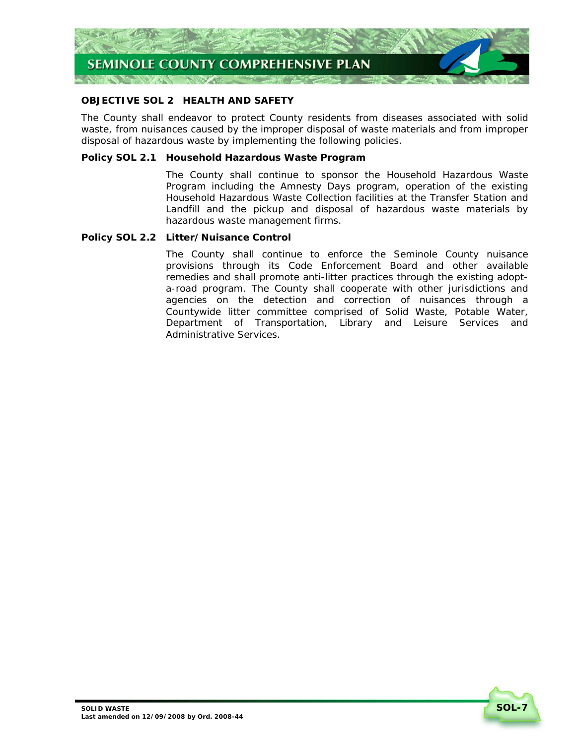## OBJECTIVE SOL 2 HEALTH AND SAFETY

The County shall endeavor to protect County residents from diseases associated with solid waste, from nuisances caused by the improper disposal of waste materials and from improper disposal of hazardous waste by implementing the following policies.

**Policy SOL 2.1 Household Hazardous Waste Program**

The County shall continue to sponsor the Household Hazardous Waste Program including the Amnesty Days program, operation of the existing Household Hazardous Waste Collection facilities at the Transfer Station and Landfill and the pickup and disposal of hazardous waste materials by hazardous waste management firms.

**Policy SOL 2.2 Litter/Nuisance Control**

The County shall continue to enforce the Seminole County nuisance provisions through its Code Enforcement Board and other available remedies and shall promote anti-litter practices through the existing adopt-a-road program. The County shall cooperate with other jurisdictions and agencies on the detection and correction of nuisances through a Countywide litter committee comprised of Solid Waste, Potable Water, Department of Transportation, Library and Leisure Services and Administrative Services.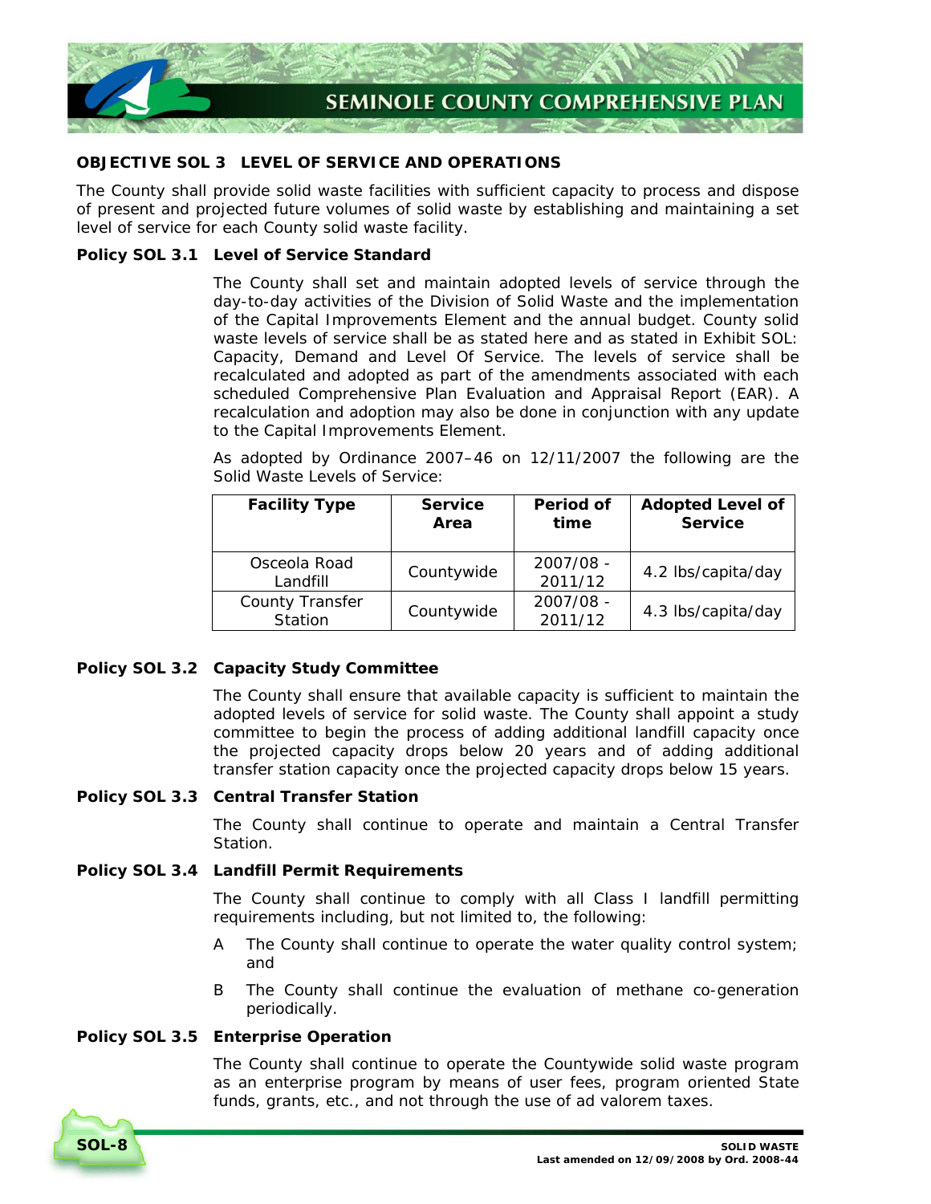### OBJECTIVE SOL 3 LEVEL OF SERVICE AND OPERATIONS

The County shall provide solid waste facilities with sufficient capacity to process and dispose of present and projected future volumes of solid waste by establishing and maintaining a set level of service for each County solid waste facility.

**Policy SOL 3.1 Level of Service Standard**

The County shall set and maintain adopted levels of service through the day-to-day activities of the Division of Solid Waste and the implementation of the Capital Improvements Element and the annual budget. County solid waste levels of service shall be as stated here and as stated in Exhibit SOL: Capacity, Demand and Level Of Service. The levels of service shall be recalculated and adopted as part of the amendments associated with each scheduled Comprehensive Plan Evaluation and Appraisal Report (EAR). A recalculation and adoption may also be done in conjunction with any update to the Capital Improvements Element.

As adopted by Ordinance 2007–46 on 12/11/2007 the following are the Solid Waste Levels of Service:

| Facility Type | Service Area | Period of time | Adopted Level of Service |
|---|---|---|---|
| Osceola Road Landfill | Countywide | 2007/08 - 2011/12 | 4.2 lbs/capita/day |
| County Transfer Station | Countywide | 2007/08 - 2011/12 | 4.3 lbs/capita/day |

**Policy SOL 3.2 Capacity Study Committee**

The County shall ensure that available capacity is sufficient to maintain the adopted levels of service for solid waste. The County shall appoint a study committee to begin the process of adding additional landfill capacity once the projected capacity drops below 20 years and of adding additional transfer station capacity once the projected capacity drops below 15 years.

**Policy SOL 3.3 Central Transfer Station**

The County shall continue to operate and maintain a Central Transfer Station.

**Policy SOL 3.4 Landfill Permit Requirements**

The County shall continue to comply with all Class I landfill permitting requirements including, but not limited to, the following:

A The County shall continue to operate the water quality control system; and

B The County shall continue the evaluation of methane co-generation periodically.

**Policy SOL 3.5 Enterprise Operation**

The County shall continue to operate the Countywide solid waste program as an enterprise program by means of user fees, program oriented State funds, grants, etc., and not through the use of ad valorem taxes.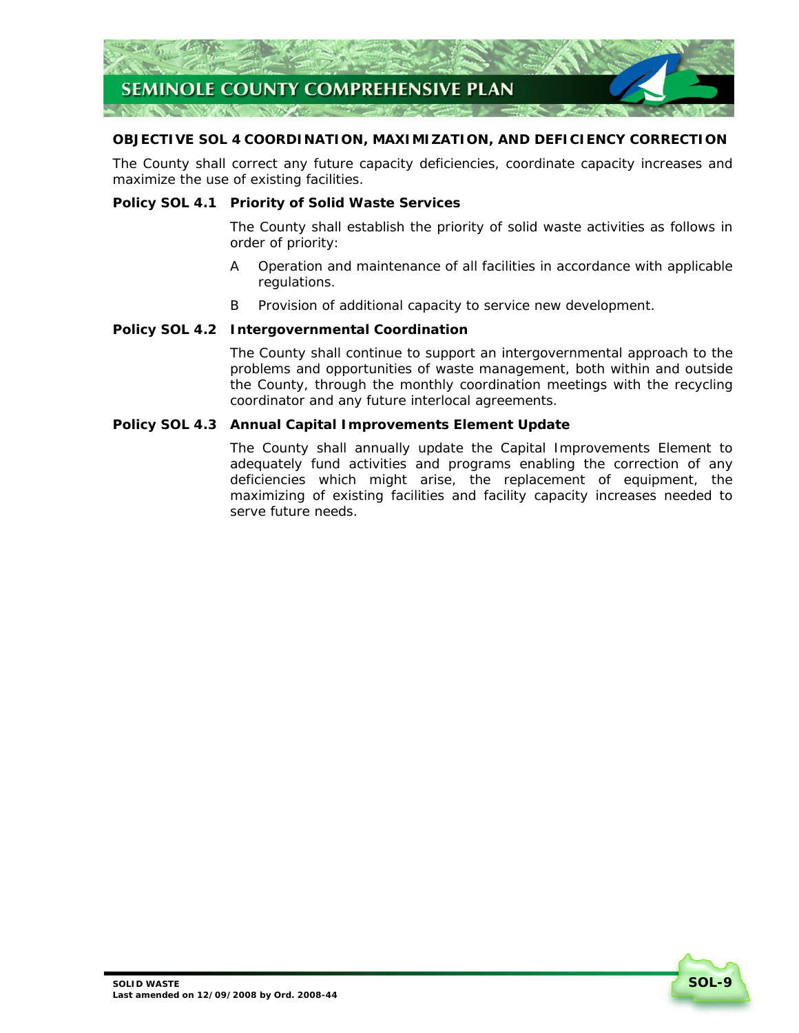## OBJECTIVE SOL 4 COORDINATION, MAXIMIZATION, AND DEFICIENCY CORRECTION

The County shall correct any future capacity deficiencies, coordinate capacity increases and maximize the use of existing facilities.

### Policy SOL 4.1 Priority of Solid Waste Services

The County shall establish the priority of solid waste activities as follows in order of priority:

A Operation and maintenance of all facilities in accordance with applicable regulations.

B Provision of additional capacity to service new development.

### Policy SOL 4.2 Intergovernmental Coordination

The County shall continue to support an intergovernmental approach to the problems and opportunities of waste management, both within and outside the County, through the monthly coordination meetings with the recycling coordinator and any future interlocal agreements.

### Policy SOL 4.3 Annual Capital Improvements Element Update

The County shall annually update the Capital Improvements Element to adequately fund activities and programs enabling the correction of any deficiencies which might arise, the replacement of equipment, the maximizing of existing facilities and facility capacity increases needed to serve future needs.